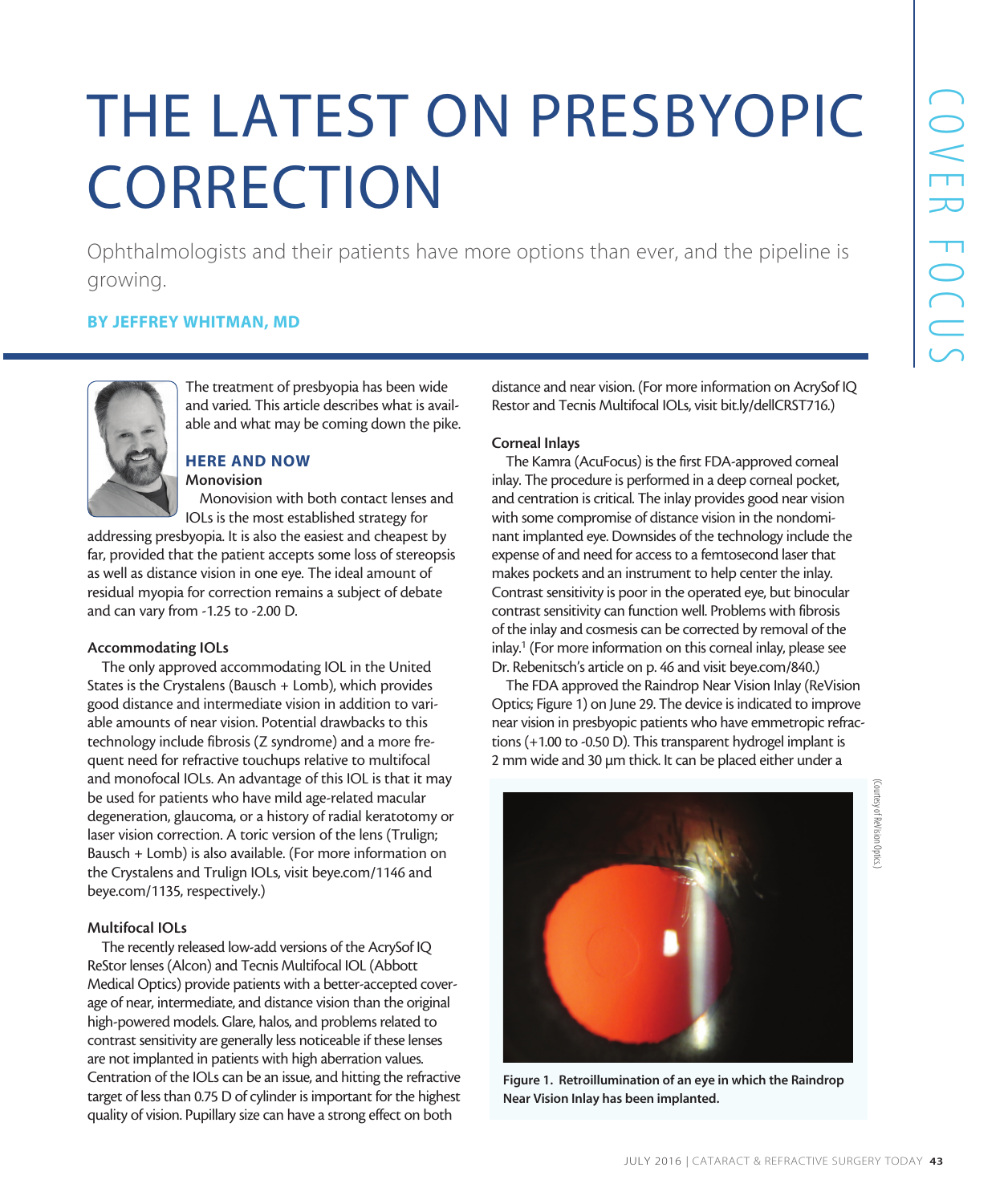# THE LATEST ON PRESBYOPIC CORRECTION

Ophthalmologists and their patients have more options than ever, and the pipeline is growing.

**BY JEFFREY WHITMAN, MD**

The treatment of presbyopia has been wide and varied. This article describes what is available and what may be coming down the pike.

## HERE AND NOW

### Monovision

Monovision with both contact lenses and IOLs is the most established strategy for addressing presbyopia. It is also the easiest and cheapest by far, provided that the patient accepts some loss of stereopsis as well as distance vision in one eye. The ideal amount of residual myopia for correction remains a subject of debate and can vary from -1.25 to -2.00 D.

### Accommodating IOLs

The only approved accommodating IOL in the United States is the Crystalens (Bausch + Lomb), which provides good distance and intermediate vision in addition to variable amounts of near vision. Potential drawbacks to this technology include fibrosis (Z syndrome) and a more frequent need for refractive touchups relative to multifocal and monofocal IOLs. An advantage of this IOL is that it may be used for patients who have mild age-related macular degeneration, glaucoma, or a history of radial keratotomy or laser vision correction. A toric version of the lens (Trulign; Bausch + Lomb) is also available. (For more information on the Crystalens and Trulign IOLs, visit beye.com/1146 and beye.com/1135, respectively.)

### Multifocal IOLs

The recently released low-add versions of the AcrySof IQ ReStor lenses (Alcon) and Tecnis Multifocal IOL (Abbott Medical Optics) provide patients with a better-accepted coverage of near, intermediate, and distance vision than the original high-powered models. Glare, halos, and problems related to contrast sensitivity are generally less noticeable if these lenses are not implanted in patients with high aberration values. Centration of the IOLs can be an issue, and hitting the refractive target of less than 0.75 D of cylinder is important for the highest quality of vision. Pupillary size can have a strong effect on both distance and near vision. (For more information on AcrySof IQ Restor and Tecnis Multifocal IOLs, visit bit.ly/dellCRST716.)

### Corneal Inlays

The Kamra (AcuFocus) is the first FDA-approved corneal inlay. The procedure is performed in a deep corneal pocket, and centration is critical. The inlay provides good near vision with some compromise of distance vision in the nondominant implanted eye. Downsides of the technology include the expense of and need for access to a femtosecond laser that makes pockets and an instrument to help center the inlay. Contrast sensitivity is poor in the operated eye, but binocular contrast sensitivity can function well. Problems with fibrosis of the inlay and cosmesis can be corrected by removal of the inlay.[1] (For more information on this corneal inlay, please see Dr. Rebenitsch's article on p. 46 and visit beye.com/840.)

The FDA approved the Raindrop Near Vision Inlay (ReVision Optics; Figure 1) on June 29. The device is indicated to improve near vision in presbyopic patients who have emmetropic refractions (+1.00 to -0.50 D). This transparent hydrogel implant is 2 mm wide and 30 µm thick. It can be placed either under a

(Courtesy of ReVision Optics.)

**Figure 1. Retroillumination of an eye in which the Raindrop Near Vision Inlay has been implanted.**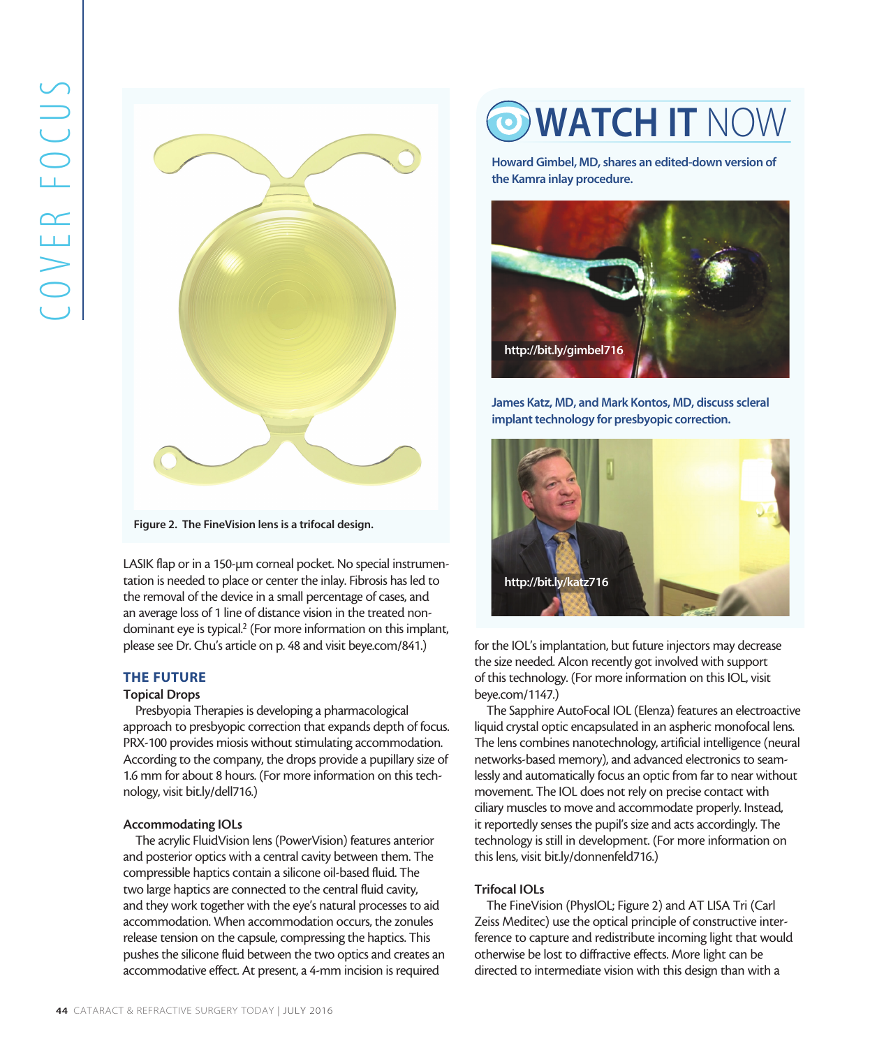Figure 2. The FineVision lens is a trifocal design.

LASIK flap or in a 150-µm corneal pocket. No special instrumentation is needed to place or center the inlay. Fibrosis has led to the removal of the device in a small percentage of cases, and an average loss of 1 line of distance vision in the treated non-dominant eye is typical.[2] (For more information on this implant, please see Dr. Chu's article on p. 48 and visit beye.com/841.)

## THE FUTURE

### Topical Drops

Presbyopia Therapies is developing a pharmacological approach to presbyopic correction that expands depth of focus. PRX-100 provides miosis without stimulating accommodation. According to the company, the drops provide a pupillary size of 1.6 mm for about 8 hours. (For more information on this technology, visit bit.ly/dell716.)

### Accommodating IOLs

The acrylic FluidVision lens (PowerVision) features anterior and posterior optics with a central cavity between them. The compressible haptics contain a silicone oil-based fluid. The two large haptics are connected to the central fluid cavity, and they work together with the eye's natural processes to aid accommodation. When accommodation occurs, the zonules release tension on the capsule, compressing the haptics. This pushes the silicone fluid between the two optics and creates an accommodative effect. At present, a 4-mm incision is required for the IOL's implantation, but future injectors may decrease the size needed. Alcon recently got involved with support of this technology. (For more information on this IOL, visit beye.com/1147.)

The Sapphire AutoFocal IOL (Elenza) features an electroactive liquid crystal optic encapsulated in an aspheric monofocal lens. The lens combines nanotechnology, artificial intelligence (neural networks-based memory), and advanced electronics to seamlessly and automatically focus an optic from far to near without movement. The IOL does not rely on precise contact with ciliary muscles to move and accommodate properly. Instead, it reportedly senses the pupil's size and acts accordingly. The technology is still in development. (For more information on this lens, visit bit.ly/donnenfeld716.)

### Trifocal IOLs

The FineVision (PhysIOL; Figure 2) and AT LISA Tri (Carl Zeiss Meditec) use the optical principle of constructive interference to capture and redistribute incoming light that would otherwise be lost to diffractive effects. More light can be directed to intermediate vision with this design than with a

## WATCH IT NOW

Howard Gimbel, MD, shares an edited-down version of the Kamra inlay procedure.

http://bit.ly/gimbel716

James Katz, MD, and Mark Kontos, MD, discuss scleral implant technology for presbyopic correction.

http://bit.ly/katz716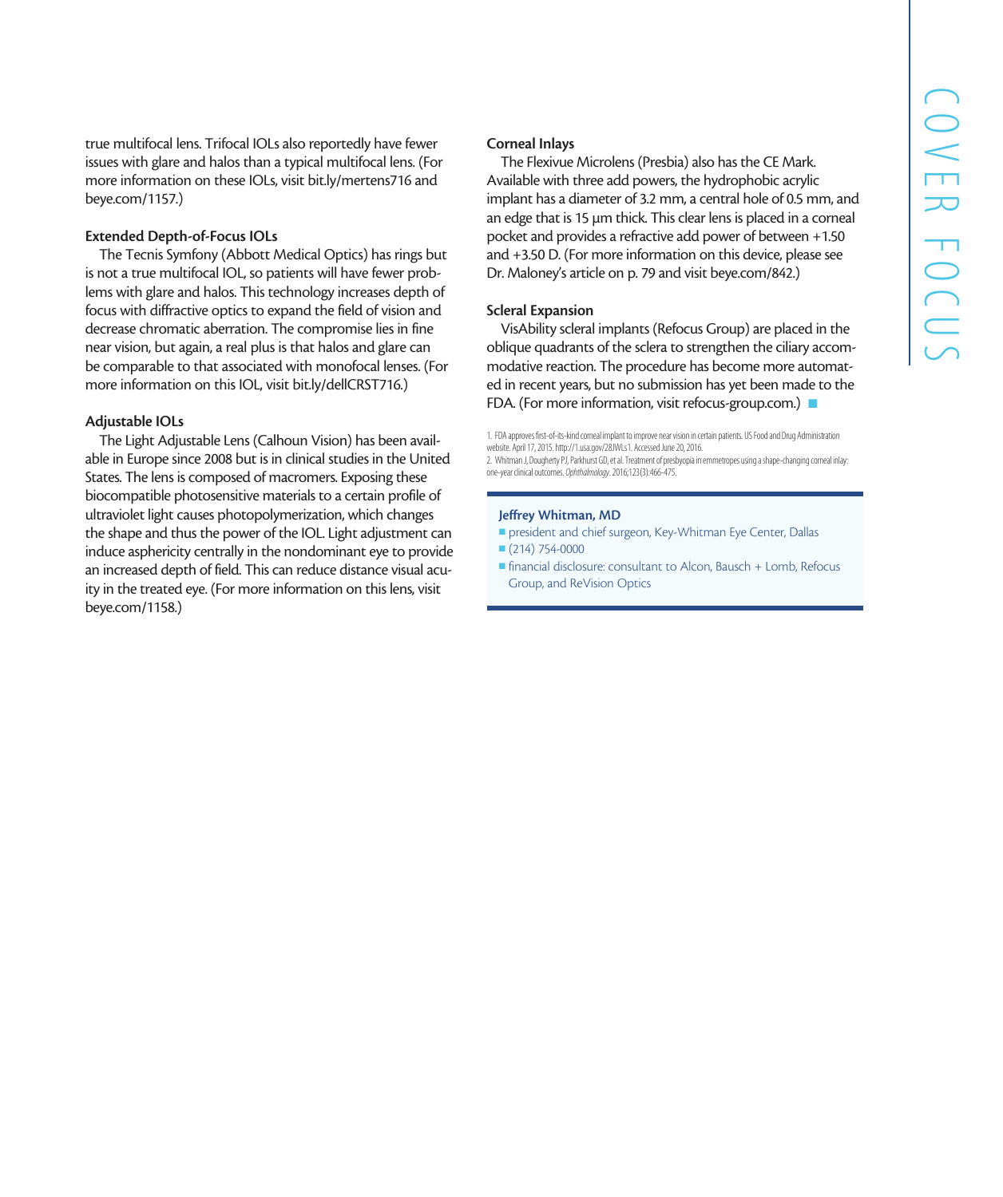true multifocal lens. Trifocal IOLs also reportedly have fewer issues with glare and halos than a typical multifocal lens. (For more information on these IOLs, visit bit.ly/mertens716 and beye.com/1157.)

**Extended Depth-of-Focus IOLs**

The Tecnis Symfony (Abbott Medical Optics) has rings but is not a true multifocal IOL, so patients will have fewer problems with glare and halos. This technology increases depth of focus with diffractive optics to expand the field of vision and decrease chromatic aberration. The compromise lies in fine near vision, but again, a real plus is that halos and glare can be comparable to that associated with monofocal lenses. (For more information on this IOL, visit bit.ly/dellCRST716.)

**Adjustable IOLs**

The Light Adjustable Lens (Calhoun Vision) has been available in Europe since 2008 but is in clinical studies in the United States. The lens is composed of macromers. Exposing these biocompatible photosensitive materials to a certain profile of ultraviolet light causes photopolymerization, which changes the shape and thus the power of the IOL. Light adjustment can induce asphericity centrally in the nondominant eye to provide an increased depth of field. This can reduce distance visual acuity in the treated eye. (For more information on this lens, visit beye.com/1158.)

**Corneal Inlays**

The Flexivue Microlens (Presbia) also has the CE Mark. Available with three add powers, the hydrophobic acrylic implant has a diameter of 3.2 mm, a central hole of 0.5 mm, and an edge that is 15 µm thick. This clear lens is placed in a corneal pocket and provides a refractive add power of between +1.50 and +3.50 D. (For more information on this device, please see Dr. Maloney's article on p. 79 and visit beye.com/842.)

**Scleral Expansion**

VisAbility scleral implants (Refocus Group) are placed in the oblique quadrants of the sclera to strengthen the ciliary accommodative reaction. The procedure has become more automated in recent years, but no submission has yet been made to the FDA. (For more information, visit refocus-group.com.) ■

1. FDA approves first-of-its-kind corneal implant to improve near vision in certain patients. US Food and Drug Administration website. April 17, 2015. http://1.usa.gov/28JWLs1. Accessed June 20, 2016.
2. Whitman J, Dougherty PJ, Parkhurst GD, et al. Treatment of presbyopia in emmetropes using a shape-changing corneal inlay: one-year clinical outcomes. *Ophthalmology*. 2016;123(3):466-475.

**Jeffrey Whitman, MD**

- president and chief surgeon, Key-Whitman Eye Center, Dallas
- (214) 754-0000
- financial disclosure: consultant to Alcon, Bausch + Lomb, Refocus Group, and ReVision Optics